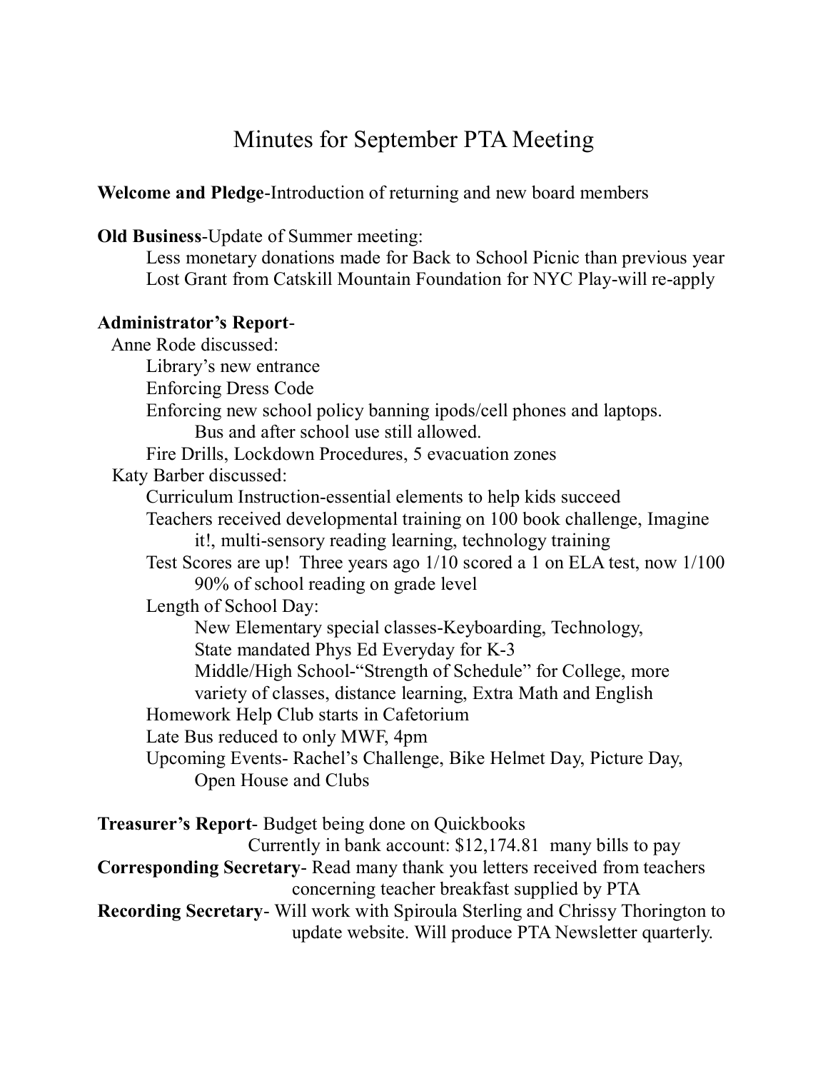# Minutes for September PTA Meeting

**Welcome and Pledge**-Introduction of returning and new board members

**Old Business**-Update of Summer meeting:

- Less monetary donations made for Back to School Picnic than previous year
- Lost Grant from Catskill Mountain Foundation for NYC Play-will re-apply

**Administrator's Report**-

Anne Rode discussed:

- Library's new entrance
- Enforcing Dress Code
- Enforcing new school policy banning ipods/cell phones and laptops.
  - Bus and after school use still allowed.
- Fire Drills, Lockdown Procedures, 5 evacuation zones

Katy Barber discussed:

- Curriculum Instruction-essential elements to help kids succeed
- Teachers received developmental training on 100 book challenge, Imagine it!, multi-sensory reading learning, technology training
- Test Scores are up! Three years ago 1/10 scored a 1 on ELA test, now 1/100
  - 90% of school reading on grade level
- Length of School Day:
  - New Elementary special classes-Keyboarding, Technology,
  - State mandated Phys Ed Everyday for K-3
  - Middle/High School-"Strength of Schedule" for College, more variety of classes, distance learning, Extra Math and English
- Homework Help Club starts in Cafetorium
- Late Bus reduced to only MWF, 4pm
- Upcoming Events- Rachel's Challenge, Bike Helmet Day, Picture Day, Open House and Clubs

**Treasurer's Report**- Budget being done on Quickbooks
Currently in bank account: $12,174.81 many bills to pay

**Corresponding Secretary**- Read many thank you letters received from teachers concerning teacher breakfast supplied by PTA

**Recording Secretary**- Will work with Spiroula Sterling and Chrissy Thorington to update website. Will produce PTA Newsletter quarterly.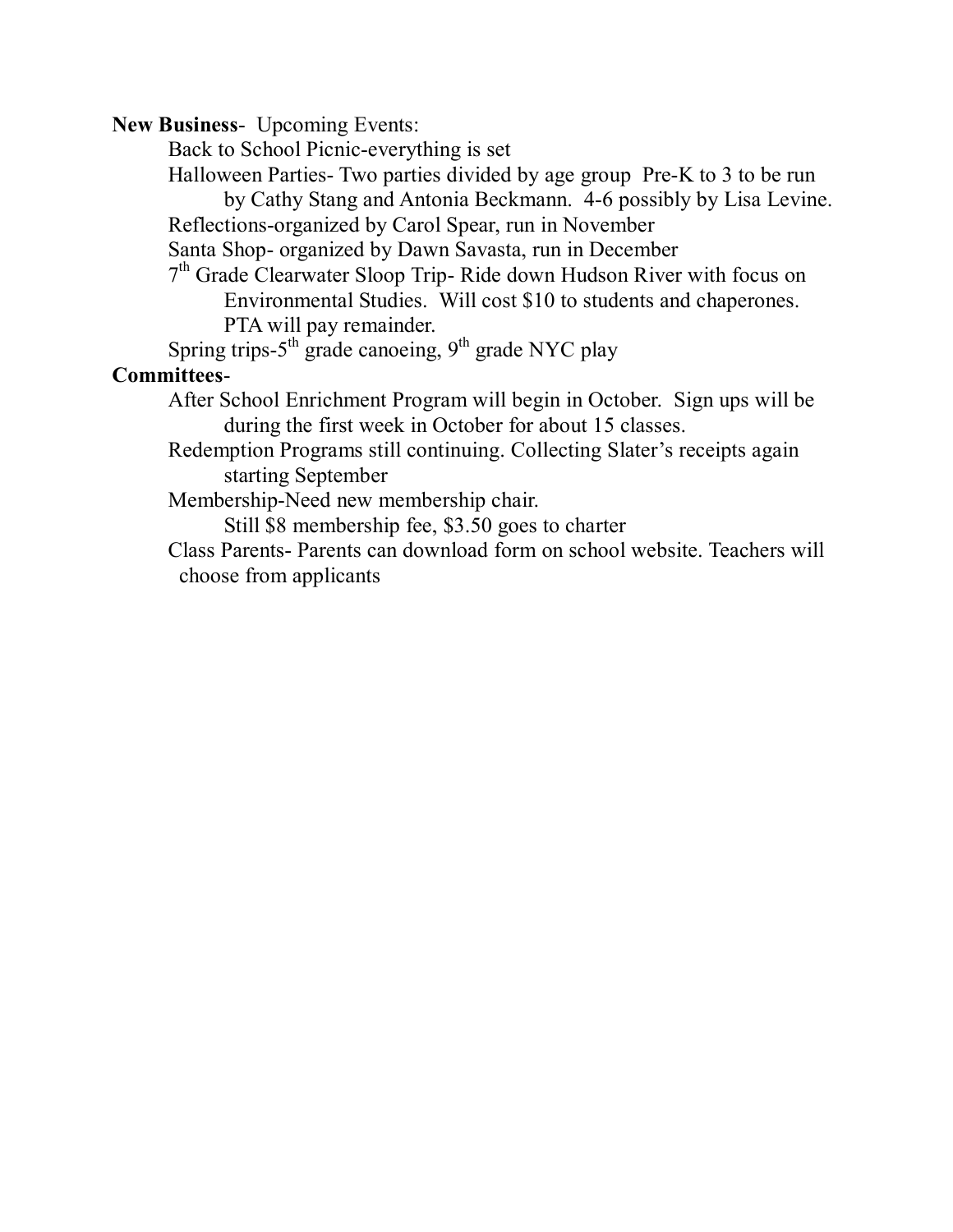**New Business**- Upcoming Events:

- Back to School Picnic-everything is set
- Halloween Parties- Two parties divided by age group Pre-K to 3 to be run by Cathy Stang and Antonia Beckmann. 4-6 possibly by Lisa Levine.
- Reflections-organized by Carol Spear, run in November
- Santa Shop- organized by Dawn Savasta, run in December
- 7th Grade Clearwater Sloop Trip- Ride down Hudson River with focus on Environmental Studies. Will cost $10 to students and chaperones. PTA will pay remainder.
- Spring trips-5th grade canoeing, 9th grade NYC play

**Committees**-

- After School Enrichment Program will begin in October. Sign ups will be during the first week in October for about 15 classes.
- Redemption Programs still continuing. Collecting Slater's receipts again starting September
- Membership-Need new membership chair.
  - Still $8 membership fee, $3.50 goes to charter
- Class Parents- Parents can download form on school website. Teachers will choose from applicants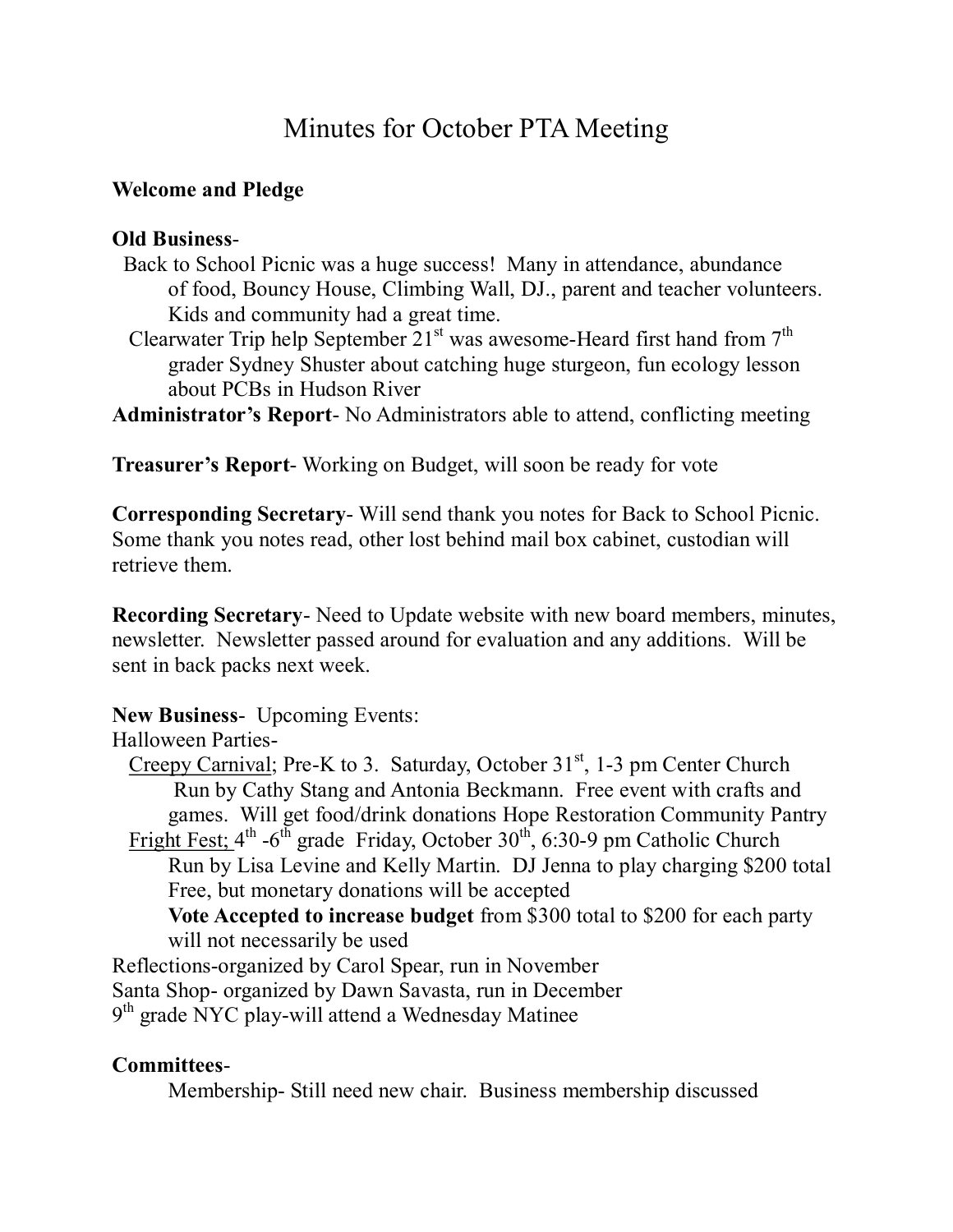# Minutes for October PTA Meeting

**Welcome and Pledge**

**Old Business**-

Back to School Picnic was a huge success! Many in attendance, abundance of food, Bouncy House, Climbing Wall, DJ., parent and teacher volunteers. Kids and community had a great time.

Clearwater Trip help September 21st was awesome-Heard first hand from 7th grader Sydney Shuster about catching huge sturgeon, fun ecology lesson about PCBs in Hudson River

**Administrator's Report**- No Administrators able to attend, conflicting meeting

**Treasurer's Report**- Working on Budget, will soon be ready for vote

**Corresponding Secretary**- Will send thank you notes for Back to School Picnic. Some thank you notes read, other lost behind mail box cabinet, custodian will retrieve them.

**Recording Secretary**- Need to Update website with new board members, minutes, newsletter. Newsletter passed around for evaluation and any additions. Will be sent in back packs next week.

**New Business**- Upcoming Events:

Halloween Parties-

<u>Creepy Carnival</u>; Pre-K to 3. Saturday, October 31st, 1-3 pm Center Church Run by Cathy Stang and Antonia Beckmann. Free event with crafts and games. Will get food/drink donations Hope Restoration Community Pantry

<u>Fright Fest;</u> 4th -6th grade Friday, October 30th, 6:30-9 pm Catholic Church Run by Lisa Levine and Kelly Martin. DJ Jenna to play charging $200 total Free, but monetary donations will be accepted

**Vote Accepted to increase budget** from $300 total to $200 for each party will not necessarily be used

Reflections-organized by Carol Spear, run in November

Santa Shop- organized by Dawn Savasta, run in December

9th grade NYC play-will attend a Wednesday Matinee

**Committees**-

Membership- Still need new chair. Business membership discussed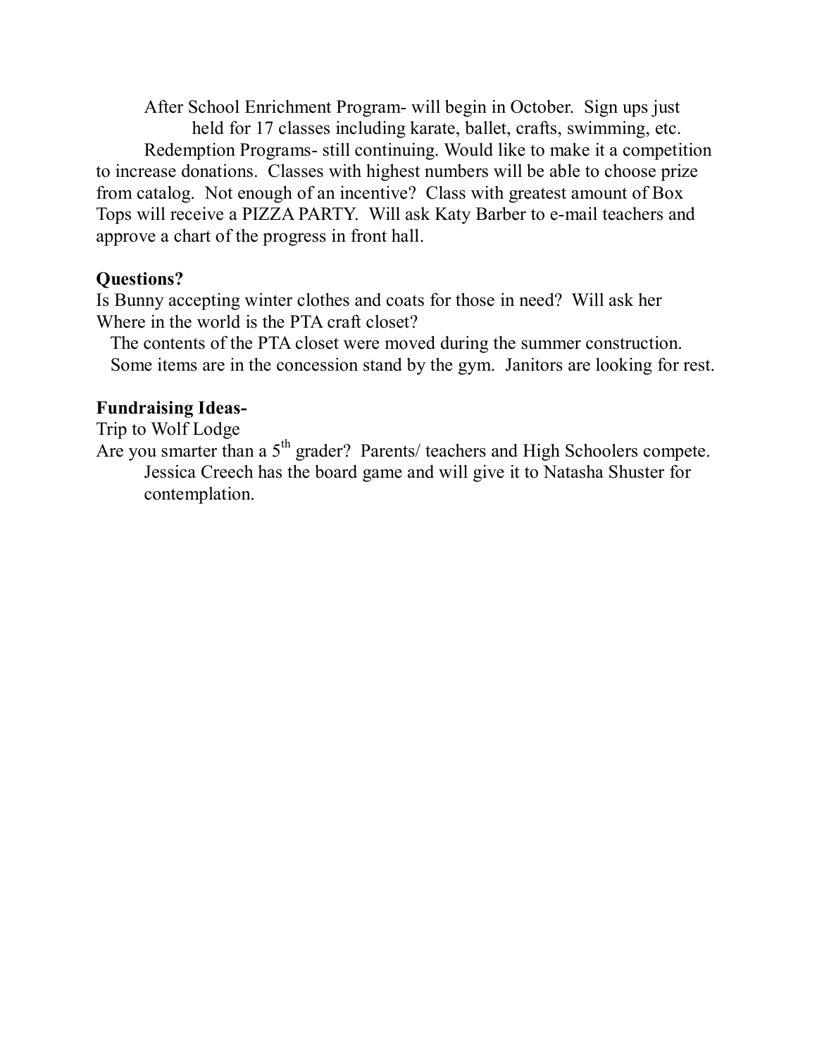After School Enrichment Program- will begin in October. Sign ups just held for 17 classes including karate, ballet, crafts, swimming, etc.

Redemption Programs- still continuing. Would like to make it a competition to increase donations. Classes with highest numbers will be able to choose prize from catalog. Not enough of an incentive? Class with greatest amount of Box Tops will receive a PIZZA PARTY. Will ask Katy Barber to e-mail teachers and approve a chart of the progress in front hall.

**Questions?**

Is Bunny accepting winter clothes and coats for those in need? Will ask her

Where in the world is the PTA craft closet?

The contents of the PTA closet were moved during the summer construction. Some items are in the concession stand by the gym. Janitors are looking for rest.

**Fundraising Ideas-**

Trip to Wolf Lodge

Are you smarter than a 5th grader? Parents/ teachers and High Schoolers compete. Jessica Creech has the board game and will give it to Natasha Shuster for contemplation.